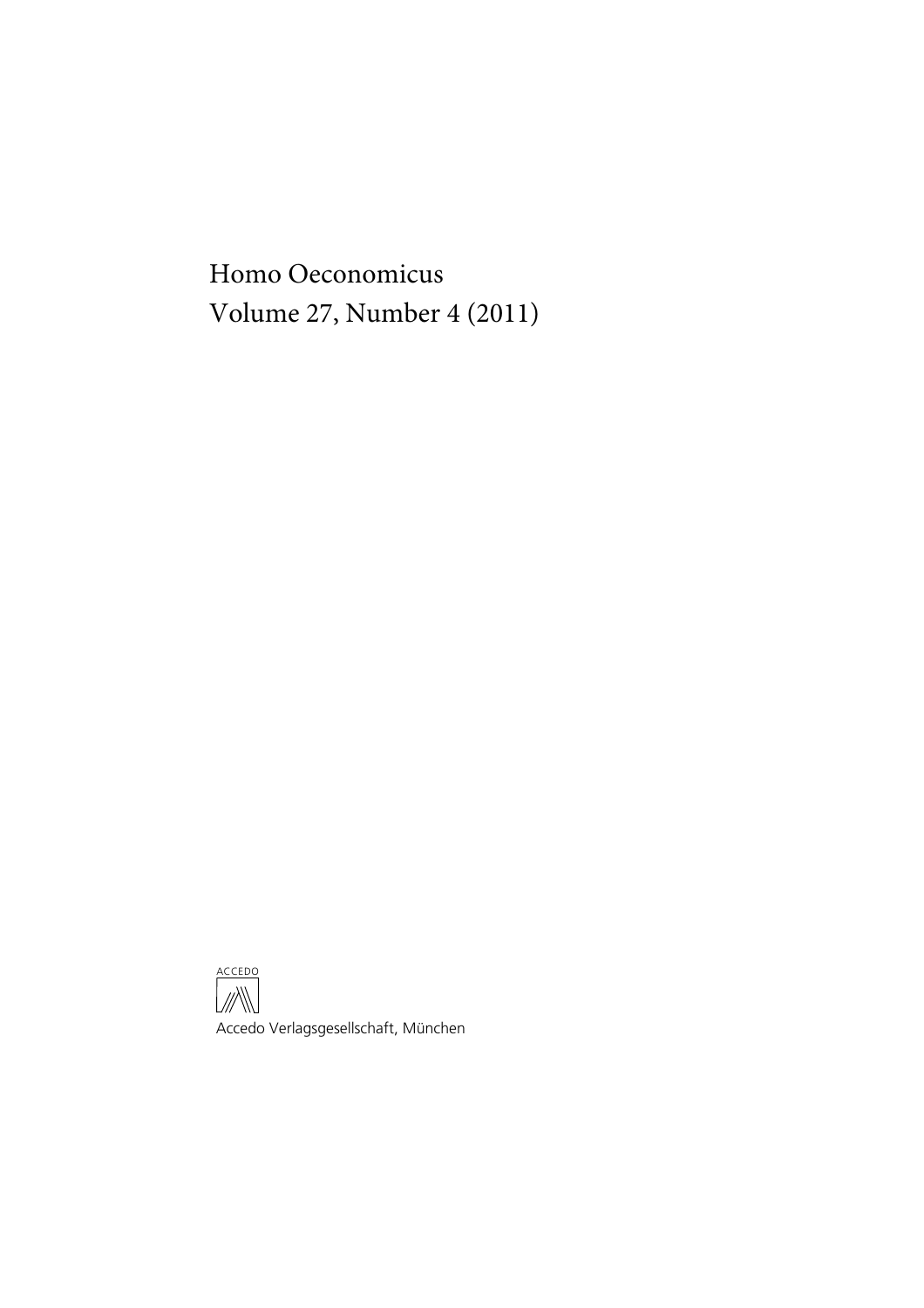Homo Oeconomicus
Volume 27, Number 4 (2011)

ACCEDO

Accedo Verlagsgesellschaft, München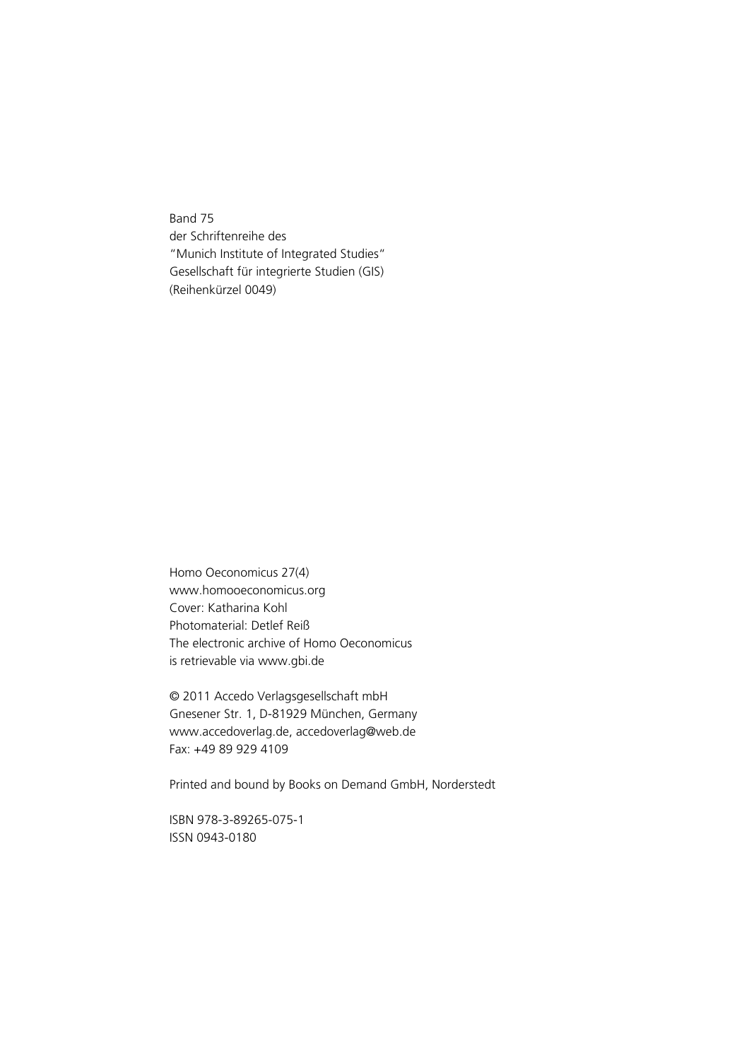Band 75
der Schriftenreihe des
"Munich Institute of Integrated Studies"
Gesellschaft für integrierte Studien (GIS)
(Reihenkürzel 0049)

Homo Oeconomicus 27(4)
www.homooeconomicus.org
Cover: Katharina Kohl
Photomaterial: Detlef Reiß
The electronic archive of Homo Oeconomicus
is retrievable via www.gbi.de

© 2011 Accedo Verlagsgesellschaft mbH
Gnesener Str. 1, D-81929 München, Germany
www.accedoverlag.de, accedoverlag@web.de
Fax: +49 89 929 4109

Printed and bound by Books on Demand GmbH, Norderstedt

ISBN 978-3-89265-075-1
ISSN 0943-0180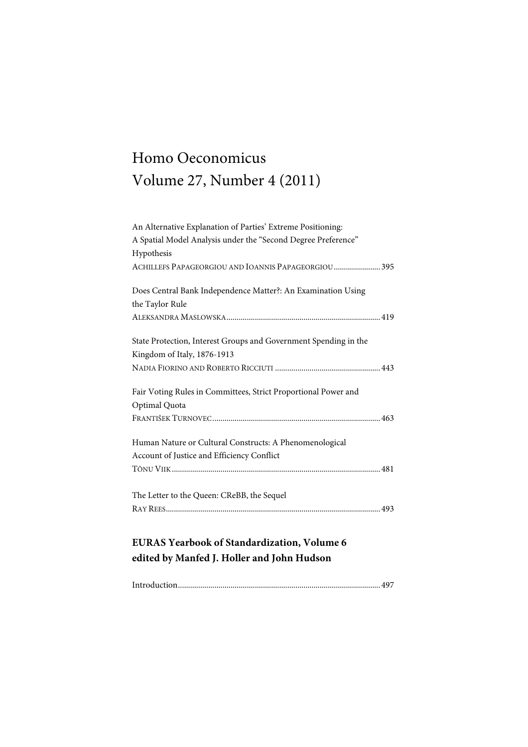# Homo Oeconomicus
# Volume 27, Number 4 (2011)

An Alternative Explanation of Parties' Extreme Positioning: A Spatial Model Analysis under the "Second Degree Preference" Hypothesis
ACHILLEFS PAPAGEORGIOU AND IOANNIS PAPAGEORGIOU ....................... 395

Does Central Bank Independence Matter?: An Examination Using the Taylor Rule
ALEKSANDRA MASLOWSKA ....................... 419

State Protection, Interest Groups and Government Spending in the Kingdom of Italy, 1876-1913
NADIA FIORINO AND ROBERTO RICCIUTI ....................... 443

Fair Voting Rules in Committees, Strict Proportional Power and Optimal Quota
FRANTIŠEK TURNOVEC ....................... 463

Human Nature or Cultural Constructs: A Phenomenological Account of Justice and Efficiency Conflict
TÕNU VIIK ....................... 481

The Letter to the Queen: CReBB, the Sequel
RAY REES ....................... 493

## EURAS Yearbook of Standardization, Volume 6
## edited by Manfed J. Holler and John Hudson

Introduction ....................... 497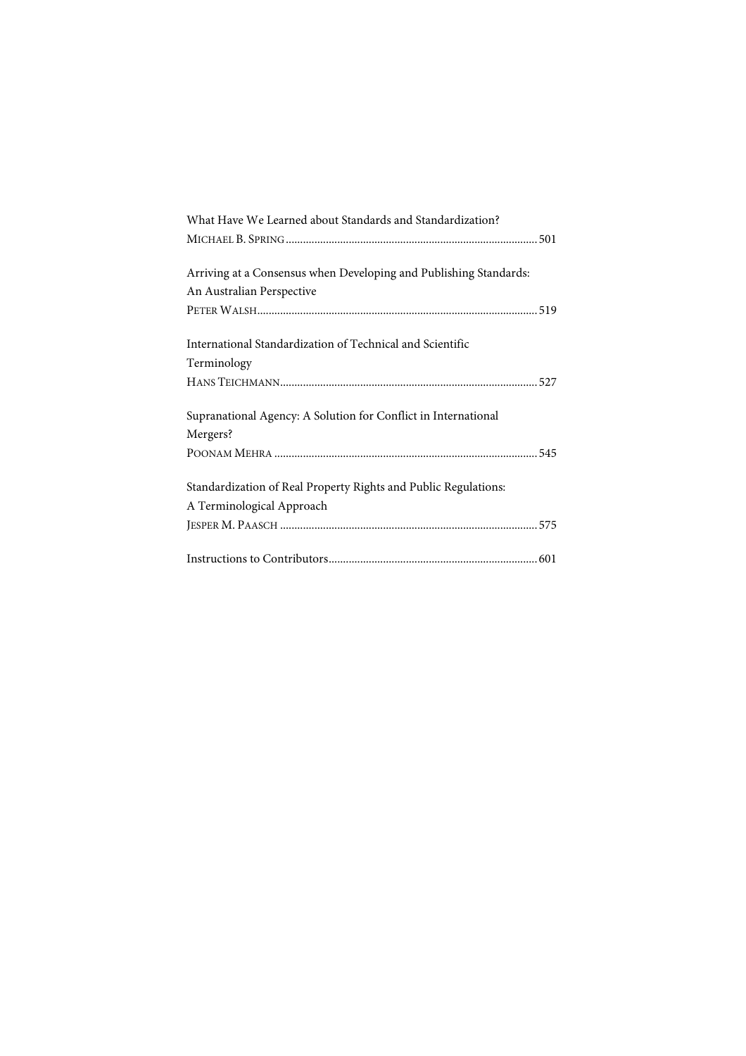What Have We Learned about Standards and Standardization?
MICHAEL B. SPRING ........................................................................................ 501

Arriving at a Consensus when Developing and Publishing Standards: An Australian Perspective
PETER WALSH ................................................................................................. 519

International Standardization of Technical and Scientific Terminology
HANS TEICHMANN ......................................................................................... 527

Supranational Agency: A Solution for Conflict in International Mergers?
POONAM MEHRA ........................................................................................... 545

Standardization of Real Property Rights and Public Regulations: A Terminological Approach
JESPER M. PAASCH ......................................................................................... 575

Instructions to Contributors ........................................................................ 601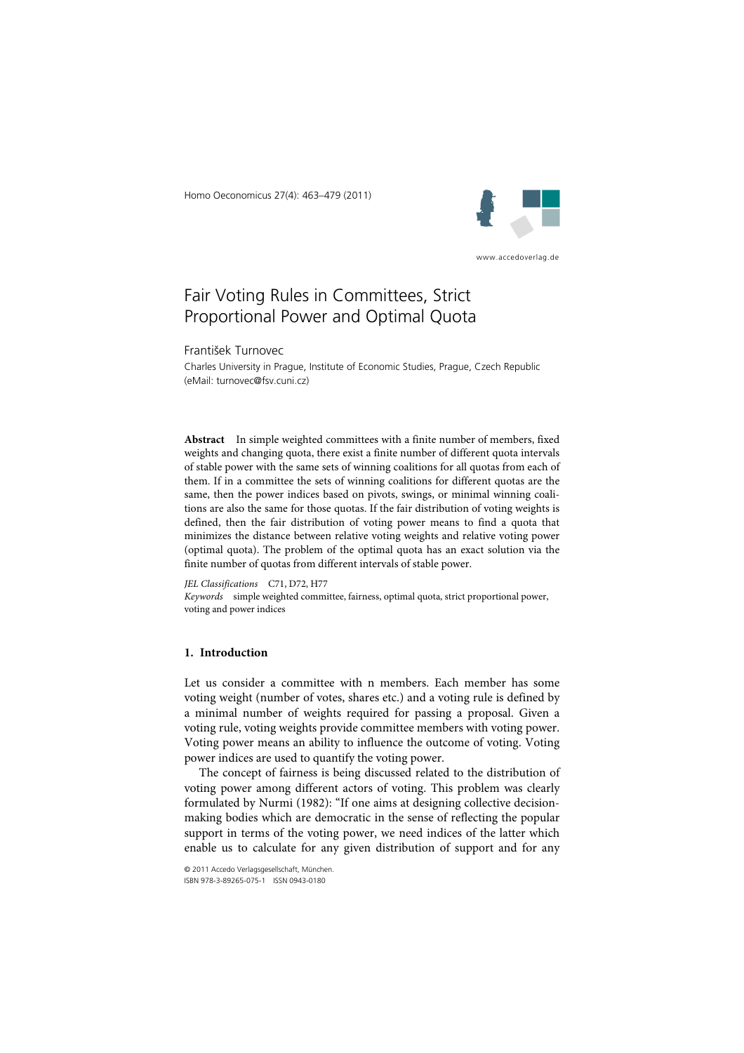# Fair Voting Rules in Committees, Strict Proportional Power and Optimal Quota

František Turnovec

Charles University in Prague, Institute of Economic Studies, Prague, Czech Republic (eMail: turnovec@fsv.cuni.cz)

**Abstract** In simple weighted committees with a finite number of members, fixed weights and changing quota, there exist a finite number of different quota intervals of stable power with the same sets of winning coalitions for all quotas from each of them. If in a committee the sets of winning coalitions for different quotas are the same, then the power indices based on pivots, swings, or minimal winning coalitions are also the same for those quotas. If the fair distribution of voting weights is defined, then the fair distribution of voting power means to find a quota that minimizes the distance between relative voting weights and relative voting power (optimal quota). The problem of the optimal quota has an exact solution via the finite number of quotas from different intervals of stable power.

*JEL Classifications* C71, D72, H77

*Keywords* simple weighted committee, fairness, optimal quota, strict proportional power, voting and power indices

## 1. Introduction

Let us consider a committee with n members. Each member has some voting weight (number of votes, shares etc.) and a voting rule is defined by a minimal number of weights required for passing a proposal. Given a voting rule, voting weights provide committee members with voting power. Voting power means an ability to influence the outcome of voting. Voting power indices are used to quantify the voting power.

The concept of fairness is being discussed related to the distribution of voting power among different actors of voting. This problem was clearly formulated by Nurmi (1982): "If one aims at designing collective decision-making bodies which are democratic in the sense of reflecting the popular support in terms of the voting power, we need indices of the latter which enable us to calculate for any given distribution of support and for any

© 2011 Accedo Verlagsgesellschaft, München.
ISBN 978-3-89265-075-1 ISSN 0943-0180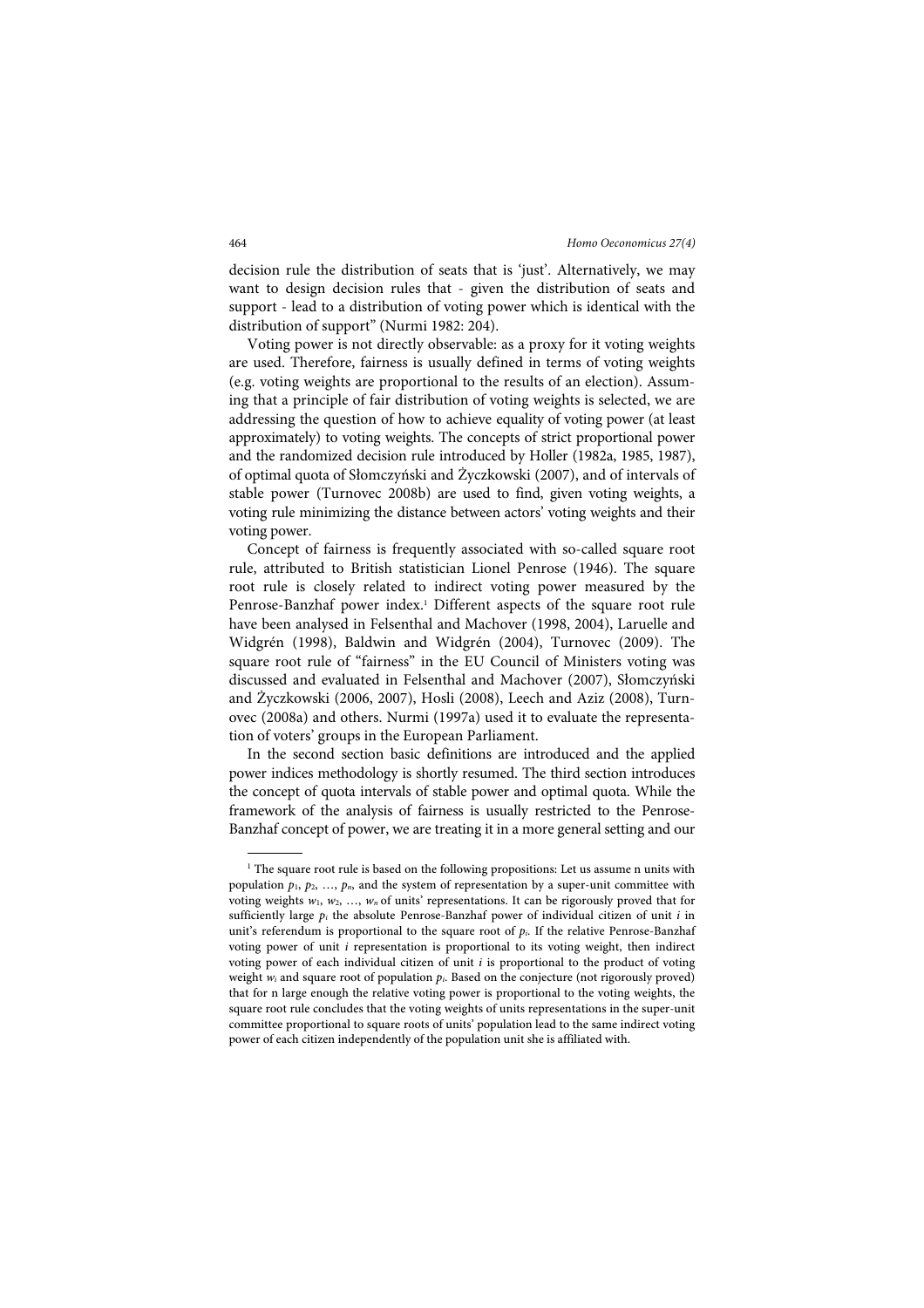decision rule the distribution of seats that is 'just'. Alternatively, we may want to design decision rules that - given the distribution of seats and support - lead to a distribution of voting power which is identical with the distribution of support" (Nurmi 1982: 204).

Voting power is not directly observable: as a proxy for it voting weights are used. Therefore, fairness is usually defined in terms of voting weights (e.g. voting weights are proportional to the results of an election). Assuming that a principle of fair distribution of voting weights is selected, we are addressing the question of how to achieve equality of voting power (at least approximately) to voting weights. The concepts of strict proportional power and the randomized decision rule introduced by Holler (1982a, 1985, 1987), of optimal quota of Słomczyński and Życzkowski (2007), and of intervals of stable power (Turnovec 2008b) are used to find, given voting weights, a voting rule minimizing the distance between actors' voting weights and their voting power.

Concept of fairness is frequently associated with so-called square root rule, attributed to British statistician Lionel Penrose (1946). The square root rule is closely related to indirect voting power measured by the Penrose-Banzhaf power index.[1] Different aspects of the square root rule have been analysed in Felsenthal and Machover (1998, 2004), Laruelle and Widgrén (1998), Baldwin and Widgrén (2004), Turnovec (2009). The square root rule of "fairness" in the EU Council of Ministers voting was discussed and evaluated in Felsenthal and Machover (2007), Słomczyński and Życzkowski (2006, 2007), Hosli (2008), Leech and Aziz (2008), Turnovec (2008a) and others. Nurmi (1997a) used it to evaluate the representation of voters' groups in the European Parliament.

In the second section basic definitions are introduced and the applied power indices methodology is shortly resumed. The third section introduces the concept of quota intervals of stable power and optimal quota. While the framework of the analysis of fairness is usually restricted to the Penrose-Banzhaf concept of power, we are treating it in a more general setting and our

---

[1] The square root rule is based on the following propositions: Let us assume n units with population $p_1$, $p_2$, …, $p_n$, and the system of representation by a super-unit committee with voting weights $w_1$, $w_2$, …, $w_n$ of units' representations. It can be rigorously proved that for sufficiently large $p_i$ the absolute Penrose-Banzhaf power of individual citizen of unit $i$ in unit's referendum is proportional to the square root of $p_i$. If the relative Penrose-Banzhaf voting power of unit $i$ representation is proportional to its voting weight, then indirect voting power of each individual citizen of unit $i$ is proportional to the product of voting weight $w_i$ and square root of population $p_i$. Based on the conjecture (not rigorously proved) that for n large enough the relative voting power is proportional to the voting weights, the square root rule concludes that the voting weights of units representations in the super-unit committee proportional to square roots of units' population lead to the same indirect voting power of each citizen independently of the population unit she is affiliated with.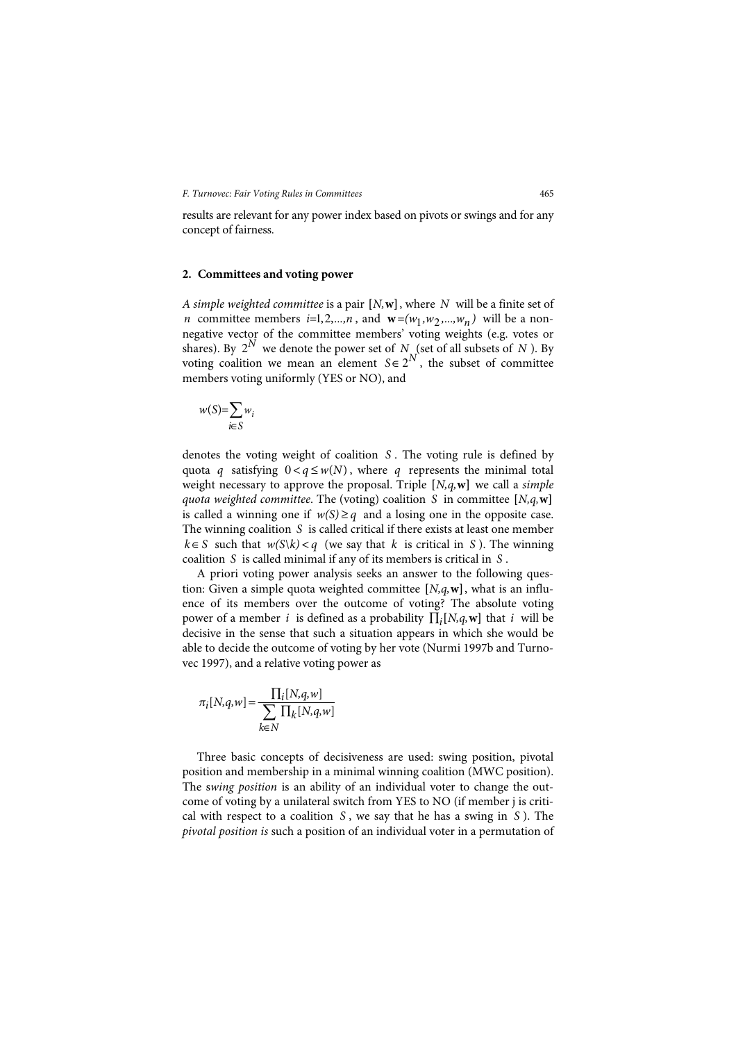results are relevant for any power index based on pivots or swings and for any concept of fairness.

## 2. Committees and voting power

*A simple weighted committee* is a pair $[N,\mathbf{w}]$, where $N$ will be a finite set of $n$ committee members $i=1,2,...,n$, and $\mathbf{w}=(w_1,w_2,...,w_n)$ will be a non-negative vector of the committee members' voting weights (e.g. votes or shares). By $2^N$ we denote the power set of $N$ (set of all subsets of $N$). By voting coalition we mean an element $S\in 2^N$, the subset of committee members voting uniformly (YES or NO), and

$$w(S)=\sum_{i\in S} w_i$$

denotes the voting weight of coalition $S$. The voting rule is defined by quota $q$ satisfying $0<q\leq w(N)$, where $q$ represents the minimal total weight necessary to approve the proposal. Triple $[N,q,\mathbf{w}]$ we call a *simple quota weighted committee*. The (voting) coalition $S$ in committee $[N,q,\mathbf{w}]$ is called a winning one if $w(S)\geq q$ and a losing one in the opposite case. The winning coalition $S$ is called critical if there exists at least one member $k\in S$ such that $w(S\backslash k)<q$ (we say that $k$ is critical in $S$). The winning coalition $S$ is called minimal if any of its members is critical in $S$.

A priori voting power analysis seeks an answer to the following question: Given a simple quota weighted committee $[N,q,\mathbf{w}]$, what is an influence of its members over the outcome of voting? The absolute voting power of a member $i$ is defined as a probability $\prod_i[N,q,\mathbf{w}]$ that $i$ will be decisive in the sense that such a situation appears in which she would be able to decide the outcome of voting by her vote (Nurmi 1997b and Turnovec 1997), and a relative voting power as

$$\pi_i[N,q,w]=\frac{\prod_i[N,q,w]}{\sum_{k\in N}\prod_k[N,q,w]}$$

Three basic concepts of decisiveness are used: swing position, pivotal position and membership in a minimal winning coalition (MWC position). The s*wing position* is an ability of an individual voter to change the outcome of voting by a unilateral switch from YES to NO (if member j is critical with respect to a coalition $S$, we say that he has a swing in $S$). The *pivotal position is* such a position of an individual voter in a permutation of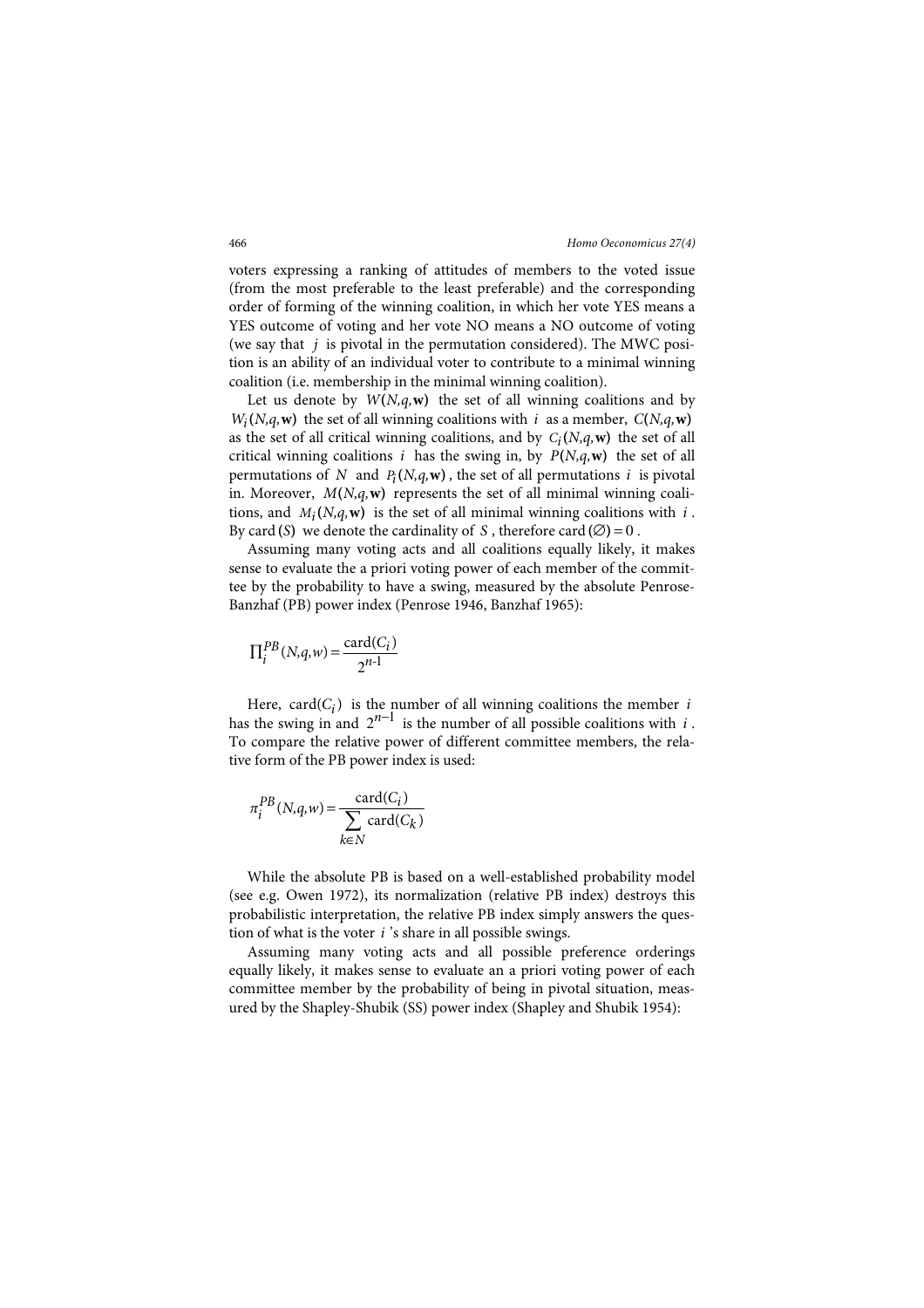voters expressing a ranking of attitudes of members to the voted issue (from the most preferable to the least preferable) and the corresponding order of forming of the winning coalition, in which her vote YES means a YES outcome of voting and her vote NO means a NO outcome of voting (we say that $j$ is pivotal in the permutation considered). The MWC position is an ability of an individual voter to contribute to a minimal winning coalition (i.e. membership in the minimal winning coalition).

Let us denote by $W(N,q,\mathbf{w})$ the set of all winning coalitions and by $W_i(N,q,\mathbf{w})$ the set of all winning coalitions with $i$ as a member, $C(N,q,\mathbf{w})$ as the set of all critical winning coalitions, and by $C_i(N,q,\mathbf{w})$ the set of all critical winning coalitions $i$ has the swing in, by $P(N,q,\mathbf{w})$ the set of all permutations of $N$ and $P_i(N,q,\mathbf{w})$, the set of all permutations $i$ is pivotal in. Moreover, $M(N,q,\mathbf{w})$ represents the set of all minimal winning coalitions, and $M_i(N,q,\mathbf{w})$ is the set of all minimal winning coalitions with $i$. By $\text{card}(S)$ we denote the cardinality of $S$, therefore $\text{card}(\varnothing)=0$.

Assuming many voting acts and all coalitions equally likely, it makes sense to evaluate the a priori voting power of each member of the committee by the probability to have a swing, measured by the absolute Penrose-Banzhaf (PB) power index (Penrose 1946, Banzhaf 1965):

$$\Pi_i^{PB}(N,q,w) = \frac{\text{card}(C_i)}{2^{n-1}}$$

Here, $\text{card}(C_i)$ is the number of all winning coalitions the member $i$ has the swing in and $2^{n-1}$ is the number of all possible coalitions with $i$. To compare the relative power of different committee members, the relative form of the PB power index is used:

$$\pi_i^{PB}(N,q,w) = \frac{\text{card}(C_i)}{\sum\limits_{k \in N} \text{card}(C_k)}$$

While the absolute PB is based on a well-established probability model (see e.g. Owen 1972), its normalization (relative PB index) destroys this probabilistic interpretation, the relative PB index simply answers the question of what is the voter $i$'s share in all possible swings.

Assuming many voting acts and all possible preference orderings equally likely, it makes sense to evaluate an a priori voting power of each committee member by the probability of being in pivotal situation, measured by the Shapley-Shubik (SS) power index (Shapley and Shubik 1954):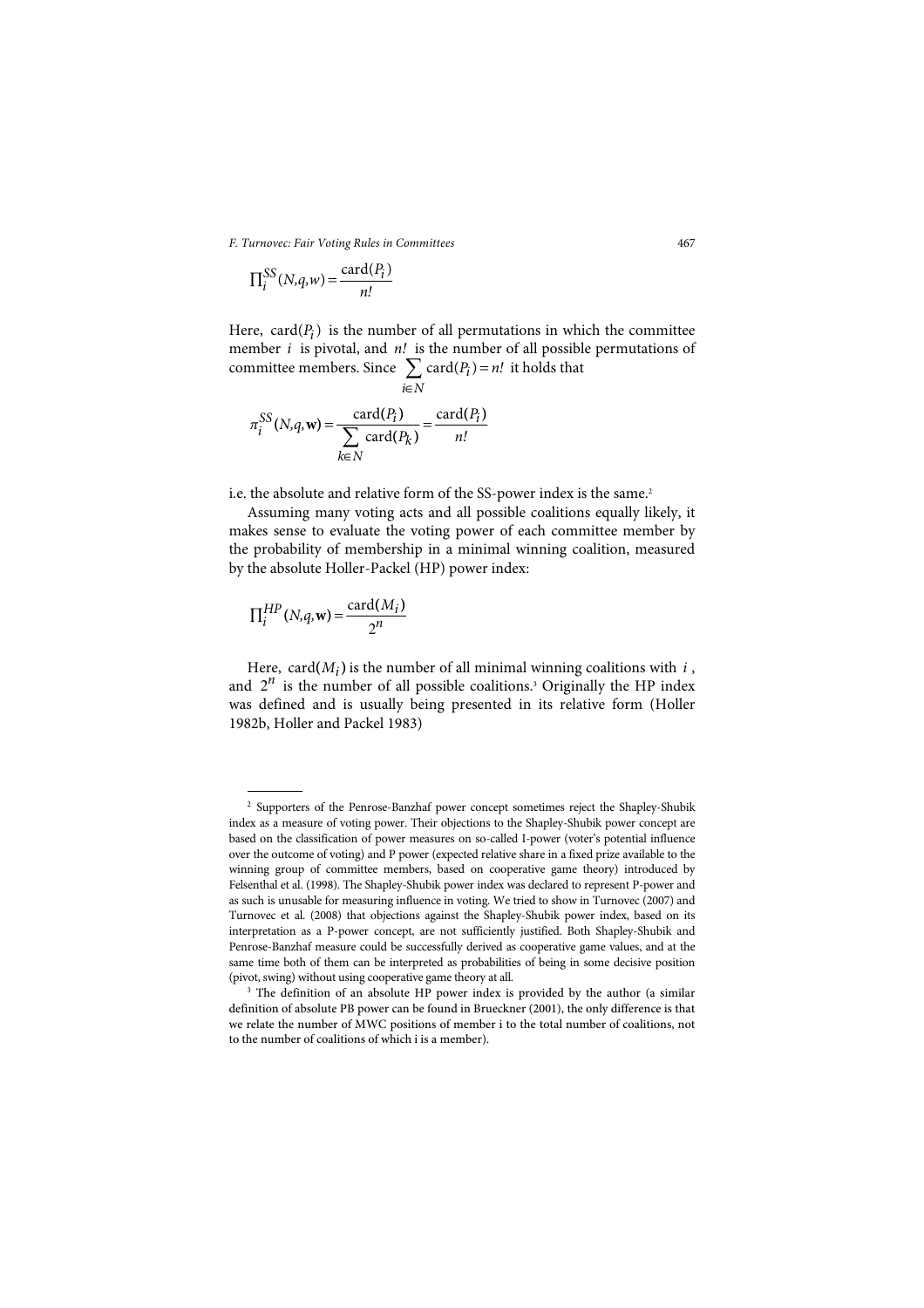$$\prod_i^{SS}(N,q,w) = \frac{\text{card}(P_i)}{n!}$$

Here, $\text{card}(P_i)$ is the number of all permutations in which the committee member $i$ is pivotal, and $n!$ is the number of all possible permutations of committee members. Since $\sum_{i \in N} \text{card}(P_i) = n!$ it holds that

$$\pi_i^{SS}(N,q,\mathbf{w}) = \frac{\text{card}(P_i)}{\sum_{k \in N} \text{card}(P_k)} = \frac{\text{card}(P_i)}{n!}$$

i.e. the absolute and relative form of the SS-power index is the same.[2]

Assuming many voting acts and all possible coalitions equally likely, it makes sense to evaluate the voting power of each committee member by the probability of membership in a minimal winning coalition, measured by the absolute Holler-Packel (HP) power index:

$$\prod_i^{HP}(N,q,\mathbf{w}) = \frac{\text{card}(M_i)}{2^n}$$

Here, $\text{card}(M_i)$ is the number of all minimal winning coalitions with $i$, and $2^n$ is the number of all possible coalitions.[3] Originally the HP index was defined and is usually being presented in its relative form (Holler 1982b, Holler and Packel 1983)

---

[2] Supporters of the Penrose-Banzhaf power concept sometimes reject the Shapley-Shubik index as a measure of voting power. Their objections to the Shapley-Shubik power concept are based on the classification of power measures on so-called I-power (voter's potential influence over the outcome of voting) and P power (expected relative share in a fixed prize available to the winning group of committee members, based on cooperative game theory) introduced by Felsenthal et al. (1998). The Shapley-Shubik power index was declared to represent P-power and as such is unusable for measuring influence in voting. We tried to show in Turnovec (2007) and Turnovec et al. (2008) that objections against the Shapley-Shubik power index, based on its interpretation as a P-power concept, are not sufficiently justified. Both Shapley-Shubik and Penrose-Banzhaf measure could be successfully derived as cooperative game values, and at the same time both of them can be interpreted as probabilities of being in some decisive position (pivot, swing) without using cooperative game theory at all.

[3] The definition of an absolute HP power index is provided by the author (a similar definition of absolute PB power can be found in Brueckner (2001), the only difference is that we relate the number of MWC positions of member i to the total number of coalitions, not to the number of coalitions of which i is a member).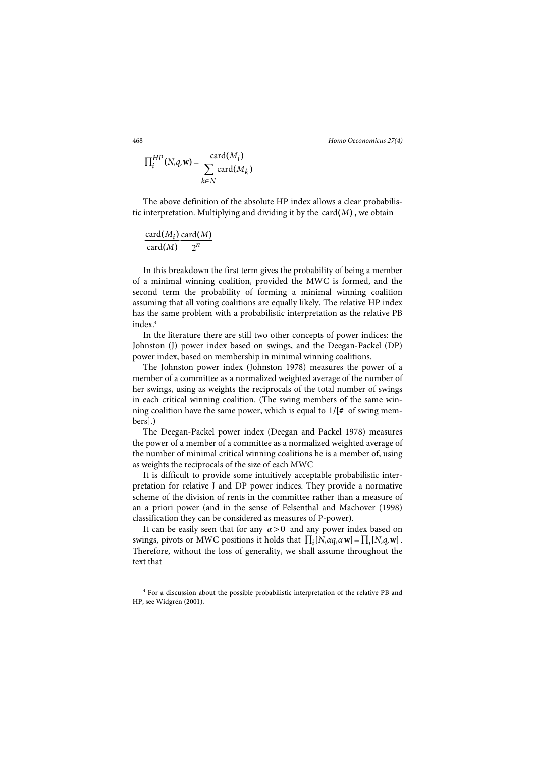$$\prod_i^{HP}(N,q,\mathbf{w}) = \frac{\text{card}(M_i)}{\sum_{k\in N}\text{card}(M_k)}$$

The above definition of the absolute HP index allows a clear probabilistic interpretation. Multiplying and dividing it by the $\text{card}(M)$, we obtain

$$\frac{\text{card}(M_i)}{\text{card}(M)}\frac{\text{card}(M)}{2^n}$$

In this breakdown the first term gives the probability of being a member of a minimal winning coalition, provided the MWC is formed, and the second term the probability of forming a minimal winning coalition assuming that all voting coalitions are equally likely. The relative HP index has the same problem with a probabilistic interpretation as the relative PB index.[4]

In the literature there are still two other concepts of power indices: the Johnston (J) power index based on swings, and the Deegan-Packel (DP) power index, based on membership in minimal winning coalitions.

The Johnston power index (Johnston 1978) measures the power of a member of a committee as a normalized weighted average of the number of her swings, using as weights the reciprocals of the total number of swings in each critical winning coalition. (The swing members of the same winning coalition have the same power, which is equal to 1/[# of swing members].)

The Deegan-Packel power index (Deegan and Packel 1978) measures the power of a member of a committee as a normalized weighted average of the number of minimal critical winning coalitions he is a member of, using as weights the reciprocals of the size of each MWC

It is difficult to provide some intuitively acceptable probabilistic interpretation for relative J and DP power indices. They provide a normative scheme of the division of rents in the committee rather than a measure of an a priori power (and in the sense of Felsenthal and Machover (1998) classification they can be considered as measures of P-power).

It can be easily seen that for any $\alpha > 0$ and any power index based on swings, pivots or MWC positions it holds that $\prod_i[N,\alpha q,\alpha\mathbf{w}] = \prod_i[N,q,\mathbf{w}]$. Therefore, without the loss of generality, we shall assume throughout the text that

---

[4] For a discussion about the possible probabilistic interpretation of the relative PB and HP, see Widgrén (2001).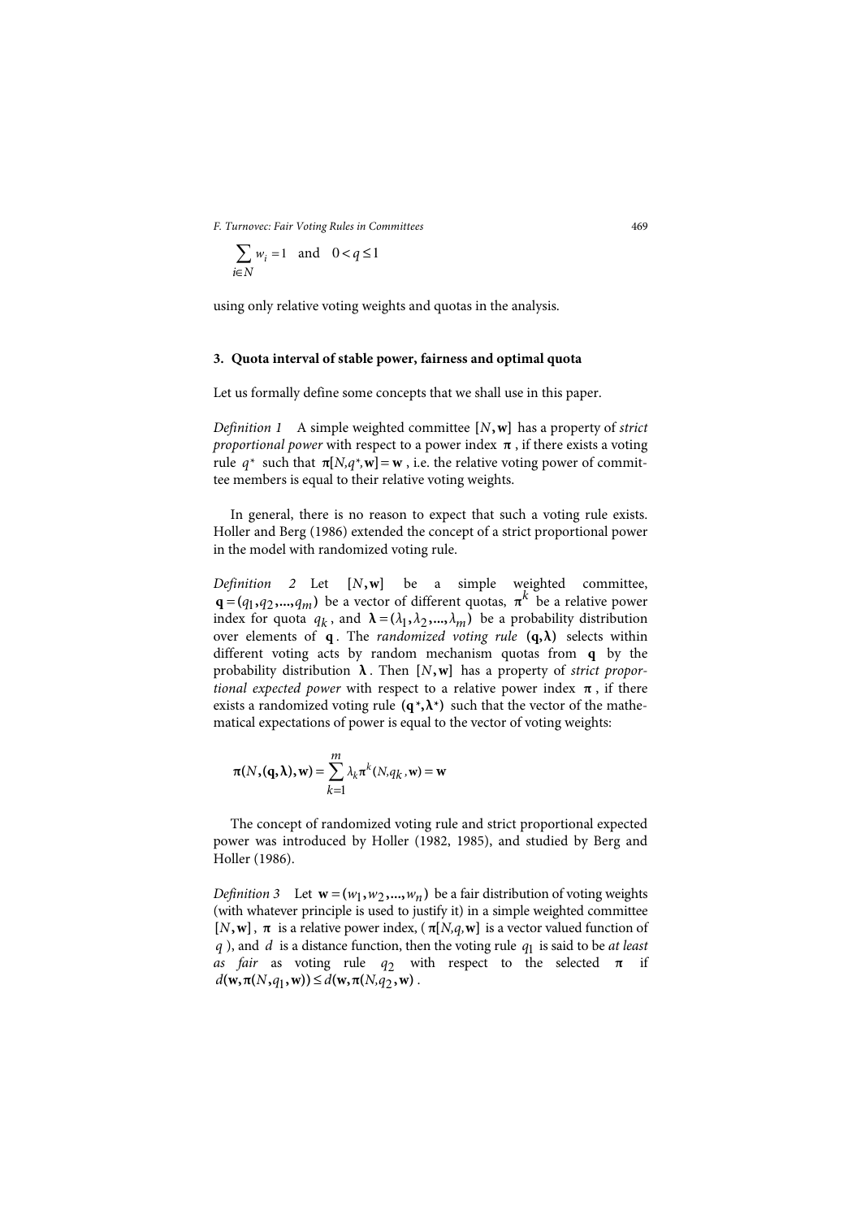$$\sum_{i \in N} w_i = 1 \quad \text{and} \quad 0 < q \leq 1$$

using only relative voting weights and quotas in the analysis.

## 3. Quota interval of stable power, fairness and optimal quota

Let us formally define some concepts that we shall use in this paper.

*Definition 1* A simple weighted committee $[N, \mathbf{w}]$ has a property of *strict proportional power* with respect to a power index $\boldsymbol{\pi}$, if there exists a voting rule $q^*$ such that $\boldsymbol{\pi}[N, q^*, \mathbf{w}] = \mathbf{w}$, i.e. the relative voting power of committee members is equal to their relative voting weights.

In general, there is no reason to expect that such a voting rule exists. Holler and Berg (1986) extended the concept of a strict proportional power in the model with randomized voting rule.

*Definition 2* Let $[N, \mathbf{w}]$ be a simple weighted committee, $\mathbf{q} = (q_1, q_2, ..., q_m)$ be a vector of different quotas, $\boldsymbol{\pi}^k$ be a relative power index for quota $q_k$, and $\boldsymbol{\lambda} = (\lambda_1, \lambda_2, ..., \lambda_m)$ be a probability distribution over elements of $\mathbf{q}$. The *randomized voting rule* $(\mathbf{q}, \boldsymbol{\lambda})$ selects within different voting acts by random mechanism quotas from $\mathbf{q}$ by the probability distribution $\boldsymbol{\lambda}$. Then $[N, \mathbf{w}]$ has a property of *strict proportional expected power* with respect to a relative power index $\boldsymbol{\pi}$, if there exists a randomized voting rule $(\mathbf{q}^*, \boldsymbol{\lambda}^*)$ such that the vector of the mathematical expectations of power is equal to the vector of voting weights:

$$\boldsymbol{\pi}(N, (\mathbf{q}, \boldsymbol{\lambda}), \mathbf{w}) = \sum_{k=1}^{m} \lambda_k \boldsymbol{\pi}^k (N, q_k, \mathbf{w}) = \mathbf{w}$$

The concept of randomized voting rule and strict proportional expected power was introduced by Holler (1982, 1985), and studied by Berg and Holler (1986).

*Definition 3* Let $\mathbf{w} = (w_1, w_2, ..., w_n)$ be a fair distribution of voting weights (with whatever principle is used to justify it) in a simple weighted committee $[N, \mathbf{w}]$, $\boldsymbol{\pi}$ is a relative power index, ($\boldsymbol{\pi}[N, q, \mathbf{w}]$ is a vector valued function of $q$), and $d$ is a distance function, then the voting rule $q_1$ is said to be *at least as fair* as voting rule $q_2$ with respect to the selected $\boldsymbol{\pi}$ if $d(\mathbf{w}, \boldsymbol{\pi}(N, q_1, \mathbf{w})) \leq d(\mathbf{w}, \boldsymbol{\pi}(N, q_2, \mathbf{w}))$.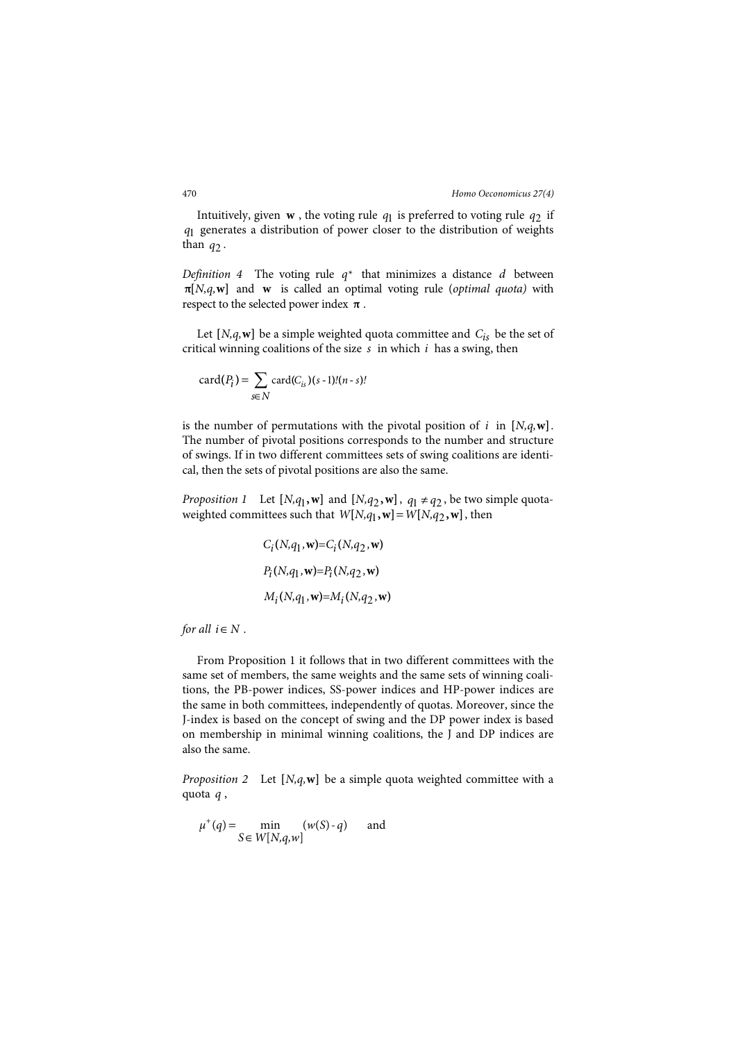Intuitively, given $\mathbf{w}$ , the voting rule $q_1$ is preferred to voting rule $q_2$ if $q_1$ generates a distribution of power closer to the distribution of weights than $q_2$ .

*Definition 4* The voting rule $q^*$ that minimizes a distance $d$ between $\boldsymbol{\pi}[N,q,\mathbf{w}]$ and $\mathbf{w}$ is called an optimal voting rule (*optimal quota)* with respect to the selected power index $\boldsymbol{\pi}$ .

Let $[N,q,\mathbf{w}]$ be a simple weighted quota committee and $C_{is}$ be the set of critical winning coalitions of the size $s$ in which $i$ has a swing, then

$$\text{card}(P_i) = \sum_{s \in N} \text{card}(C_{is})(s-1)!(n-s)!$$

is the number of permutations with the pivotal position of $i$ in $[N,q,\mathbf{w}]$. The number of pivotal positions corresponds to the number and structure of swings. If in two different committees sets of swing coalitions are identical, then the sets of pivotal positions are also the same.

*Proposition 1* Let $[N,q_1,\mathbf{w}]$ and $[N,q_2,\mathbf{w}]$ , $q_1 \neq q_2$ , be two simple quota-weighted committees such that $W[N,q_1,\mathbf{w}] = W[N,q_2,\mathbf{w}]$ , then

$$C_i(N,q_1,\mathbf{w}) = C_i(N,q_2,\mathbf{w})$$

$$P_i(N,q_1,\mathbf{w}) = P_i(N,q_2,\mathbf{w})$$

$$M_i(N,q_1,\mathbf{w}) = M_i(N,q_2,\mathbf{w})$$

*for all* $i \in N$ .

From Proposition 1 it follows that in two different committees with the same set of members, the same weights and the same sets of winning coalitions, the PB-power indices, SS-power indices and HP-power indices are the same in both committees, independently of quotas. Moreover, since the J-index is based on the concept of swing and the DP power index is based on membership in minimal winning coalitions, the J and DP indices are also the same.

*Proposition 2* Let $[N,q,\mathbf{w}]$ be a simple quota weighted committee with a quota $q$ ,

$$\mu^+(q) = \min_{S \in W[N,q,w]} (w(S) - q) \quad \text{and}$$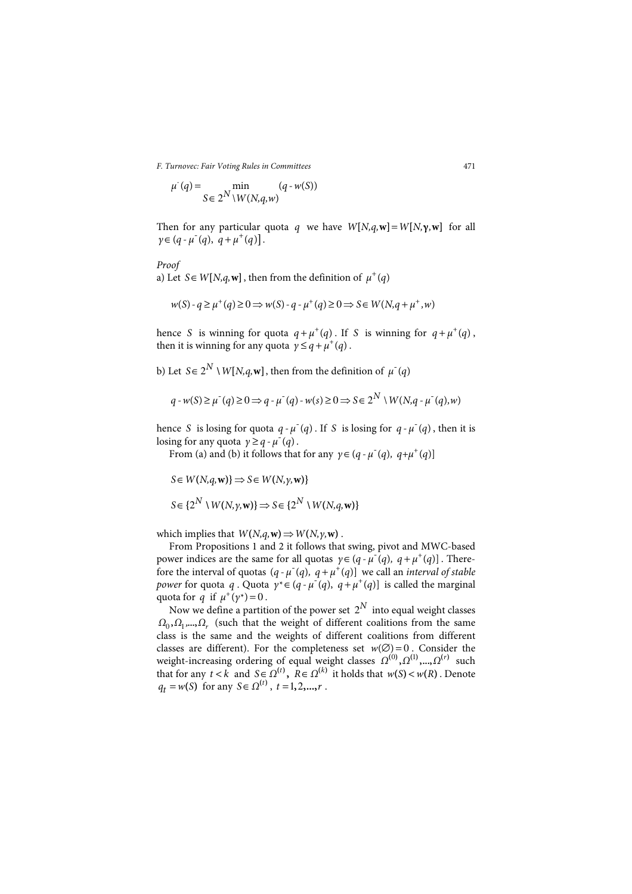$$\mu^{-}(q) = \min_{S \in 2^N \setminus W(N,q,w)} (q - w(S))$$

Then for any particular quota $q$ we have $W[N,q,\mathbf{w}] = W[N,\boldsymbol{\gamma},\mathbf{w}]$ for all $\gamma \in (q - \mu^{-}(q),\ q + \mu^{+}(q)]$.

*Proof*

a) Let $S \in W[N,q,\mathbf{w}]$, then from the definition of $\mu^{+}(q)$

$$w(S) - q \geq \mu^{+}(q) \geq 0 \Rightarrow w(S) - q - \mu^{+}(q) \geq 0 \Rightarrow S \in W(N, q + \mu^{+}, w)$$

hence $S$ is winning for quota $q + \mu^{+}(q)$. If $S$ is winning for $q + \mu^{+}(q)$, then it is winning for any quota $\gamma \leq q + \mu^{+}(q)$.

b) Let $S \in 2^N \setminus W[N,q,\mathbf{w}]$, then from the definition of $\mu^{-}(q)$

$$q - w(S) \geq \mu^{-}(q) \geq 0 \Rightarrow q - \mu^{-}(q) - w(s) \geq 0 \Rightarrow S \in 2^N \setminus W(N, q - \mu^{-}(q), w)$$

hence $S$ is losing for quota $q - \mu^{-}(q)$. If $S$ is losing for $q - \mu^{-}(q)$, then it is losing for any quota $\gamma \geq q - \mu^{-}(q)$.

From (a) and (b) it follows that for any $\gamma \in (q - \mu^{-}(q),\ q + \mu^{+}(q)]$

$$S \in W(N,q,\mathbf{w})\} \Rightarrow S \in W(N,\gamma,\mathbf{w})\}$$

$$S \in \{2^N \setminus W(N,\gamma,\mathbf{w})\} \Rightarrow S \in \{2^N \setminus W(N,q,\mathbf{w})\}$$

which implies that $W(N,q,\mathbf{w}) \Rightarrow W(N,\gamma,\mathbf{w})$.

From Propositions 1 and 2 it follows that swing, pivot and MWC-based power indices are the same for all quotas $\gamma \in (q - \mu^{-}(q),\ q + \mu^{+}(q)]$. Therefore the interval of quotas $(q - \mu^{-}(q),\ q + \mu^{+}(q)]$ we call an *interval of stable power* for quota $q$. Quota $\gamma^{*} \in (q - \mu^{-}(q),\ q + \mu^{+}(q)]$ is called the marginal quota for $q$ if $\mu^{+}(\gamma^{*}) = 0$.

Now we define a partition of the power set $2^N$ into equal weight classes $\Omega_0, \Omega_1, \ldots, \Omega_r$ (such that the weight of different coalitions from the same class is the same and the weights of different coalitions from different classes are different). For the completeness set $w(\varnothing) = 0$. Consider the weight-increasing ordering of equal weight classes $\Omega^{(0)}, \Omega^{(1)}, \ldots, \Omega^{(r)}$ such that for any $t < k$ and $S \in \Omega^{(t)}$, $R \in \Omega^{(k)}$ it holds that $w(S) < w(R)$. Denote $q_t = w(S)$ for any $S \in \Omega^{(t)}$, $t = 1, 2, \ldots, r$.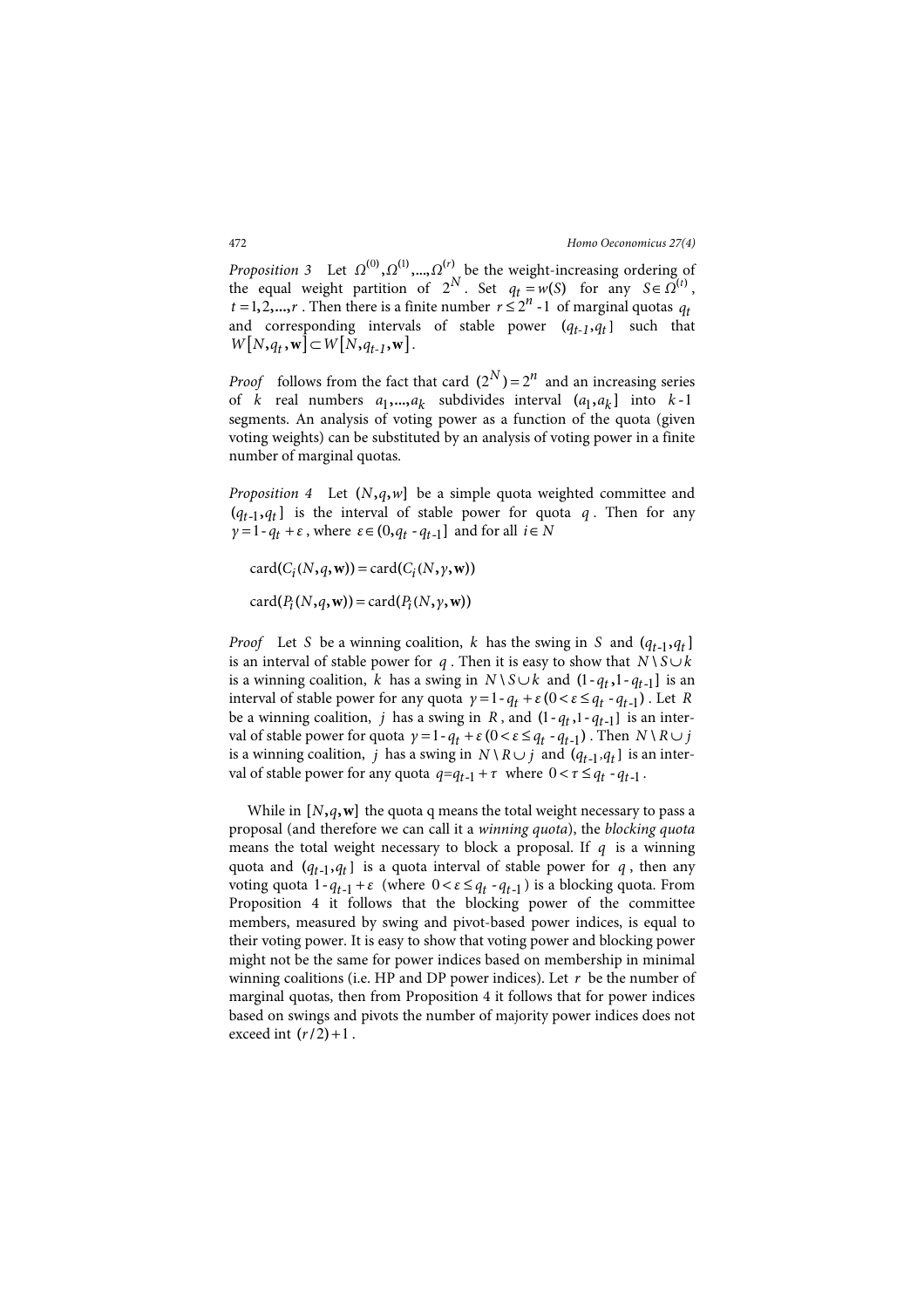*Proposition 3* Let $\Omega^{(0)}, \Omega^{(1)}, ..., \Omega^{(r)}$ be the weight-increasing ordering of the equal weight partition of $2^N$. Set $q_t = w(S)$ for any $S \in \Omega^{(t)}$, $t = 1, 2, ..., r$. Then there is a finite number $r \leq 2^n - 1$ of marginal quotas $q_t$ and corresponding intervals of stable power $(q_{t-1}, q_t]$ such that $W[N, q_t, \mathbf{w}] \subset W[N, q_{t-1}, \mathbf{w}]$.

*Proof* follows from the fact that card $(2^N) = 2^n$ and an increasing series of $k$ real numbers $a_1, ..., a_k$ subdivides interval $(a_1, a_k]$ into $k$-1 segments. An analysis of voting power as a function of the quota (given voting weights) can be substituted by an analysis of voting power in a finite number of marginal quotas.

*Proposition 4* Let $(N, q, w]$ be a simple quota weighted committee and $(q_{t-1}, q_t]$ is the interval of stable power for quota $q$. Then for any $\gamma = 1 - q_t + \varepsilon$, where $\varepsilon \in (0, q_t - q_{t-1}]$ and for all $i \in N$

$$\text{card}(C_i(N, q, \mathbf{w})) = \text{card}(C_i(N, \gamma, \mathbf{w}))$$

$$\text{card}(P_i(N, q, \mathbf{w})) = \text{card}(P_i(N, \gamma, \mathbf{w}))$$

*Proof* Let $S$ be a winning coalition, $k$ has the swing in $S$ and $(q_{t-1}, q_t]$ is an interval of stable power for $q$. Then it is easy to show that $N \setminus S \cup k$ is a winning coalition, $k$ has a swing in $N \setminus S \cup k$ and $(1 - q_t, 1 - q_{t-1}]$ is an interval of stable power for any quota $\gamma = 1 - q_t + \varepsilon \, (0 < \varepsilon \leq q_t - q_{t-1})$. Let $R$ be a winning coalition, $j$ has a swing in $R$, and $(1 - q_t, 1 - q_{t-1}]$ is an interval of stable power for quota $\gamma = 1 - q_t + \varepsilon \, (0 < \varepsilon \leq q_t - q_{t-1})$. Then $N \setminus R \cup j$ is a winning coalition, $j$ has a swing in $N \setminus R \cup j$ and $(q_{t-1}, q_t]$ is an interval of stable power for any quota $q = q_{t-1} + \tau$ where $0 < \tau \leq q_t - q_{t-1}$.

While in $[N, q, \mathbf{w}]$ the quota q means the total weight necessary to pass a proposal (and therefore we can call it a *winning quota*), the *blocking quota* means the total weight necessary to block a proposal. If $q$ is a winning quota and $(q_{t-1}, q_t]$ is a quota interval of stable power for $q$, then any voting quota $1 - q_{t-1} + \varepsilon$ (where $0 < \varepsilon \leq q_t - q_{t-1}$) is a blocking quota. From Proposition 4 it follows that the blocking power of the committee members, measured by swing and pivot-based power indices, is equal to their voting power. It is easy to show that voting power and blocking power might not be the same for power indices based on membership in minimal winning coalitions (i.e. HP and DP power indices). Let $r$ be the number of marginal quotas, then from Proposition 4 it follows that for power indices based on swings and pivots the number of majority power indices does not exceed int $(r/2) + 1$.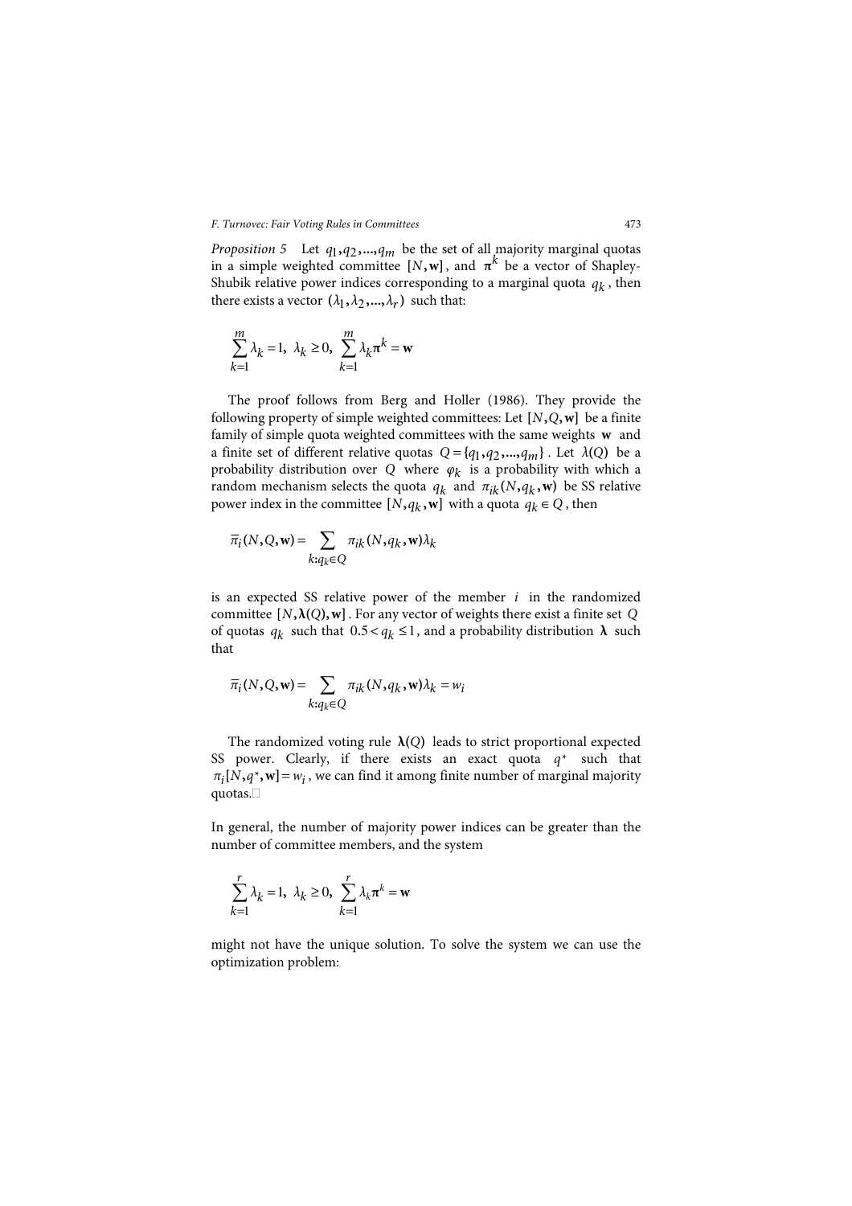*Proposition 5* Let $q_1, q_2, ..., q_m$ be the set of all majority marginal quotas in a simple weighted committee $[N, \mathbf{w}]$, and $\boldsymbol{\pi}^k$ be a vector of Shapley-Shubik relative power indices corresponding to a marginal quota $q_k$, then there exists a vector $(\lambda_1, \lambda_2, ..., \lambda_r)$ such that:

$$\sum_{k=1}^{m} \lambda_k = 1,\ \lambda_k \geq 0,\ \sum_{k=1}^{m} \lambda_k \boldsymbol{\pi}^k = \mathbf{w}$$

The proof follows from Berg and Holler (1986). They provide the following property of simple weighted committees: Let $[N, Q, \mathbf{w}]$ be a finite family of simple quota weighted committees with the same weights $\mathbf{w}$ and a finite set of different relative quotas $Q = \{q_1, q_2, ..., q_m\}$. Let $\lambda(Q)$ be a probability distribution over $Q$ where $\varphi_k$ is a probability with which a random mechanism selects the quota $q_k$ and $\pi_{ik}(N, q_k, \mathbf{w})$ be SS relative power index in the committee $[N, q_k, \mathbf{w}]$ with a quota $q_k \in Q$, then

$$\overline{\pi}_i(N, Q, \mathbf{w}) = \sum_{k: q_k \in Q} \pi_{ik}(N, q_k, \mathbf{w}) \lambda_k$$

is an expected SS relative power of the member $i$ in the randomized committee $[N, \boldsymbol{\lambda}(Q), \mathbf{w}]$. For any vector of weights there exist a finite set $Q$ of quotas $q_k$ such that $0.5 < q_k \leq 1$, and a probability distribution $\boldsymbol{\lambda}$ such that

$$\overline{\pi}_i(N, Q, \mathbf{w}) = \sum_{k: q_k \in Q} \pi_{ik}(N, q_k, \mathbf{w}) \lambda_k = w_i$$

The randomized voting rule $\boldsymbol{\lambda}(Q)$ leads to strict proportional expected SS power. Clearly, if there exists an exact quota $q^*$ such that $\pi_i[N, q^*, \mathbf{w}] = w_i$, we can find it among finite number of marginal majority quotas.□

In general, the number of majority power indices can be greater than the number of committee members, and the system

$$\sum_{k=1}^{r} \lambda_k = 1,\ \lambda_k \geq 0,\ \sum_{k=1}^{r} \lambda_k \boldsymbol{\pi}^k = \mathbf{w}$$

might not have the unique solution. To solve the system we can use the optimization problem: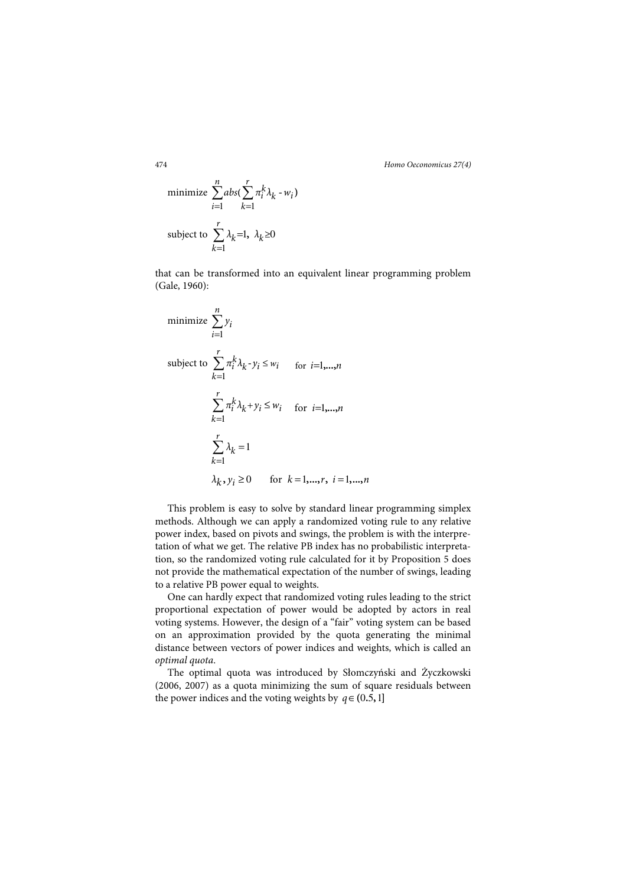$$\text{minimize } \sum_{i=1}^{n} abs(\sum_{k=1}^{r} \pi_i^k \lambda_k - w_i)$$

$$\text{subject to } \sum_{k=1}^{r} \lambda_k = 1, \ \lambda_k \geq 0$$

that can be transformed into an equivalent linear programming problem (Gale, 1960):

$$\text{minimize } \sum_{i=1}^{n} y_i$$

$$\text{subject to } \sum_{k=1}^{r} \pi_i^k \lambda_k - y_i \leq w_i \quad \text{for } i=1,\ldots,n$$

$$\sum_{k=1}^{r} \pi_i^k \lambda_k + y_i \leq w_i \quad \text{for } i=1,\ldots,n$$

$$\sum_{k=1}^{r} \lambda_k = 1$$

$$\lambda_k, y_i \geq 0 \quad \text{for } k=1,\ldots,r, \ i=1,\ldots,n$$

This problem is easy to solve by standard linear programming simplex methods. Although we can apply a randomized voting rule to any relative power index, based on pivots and swings, the problem is with the interpretation of what we get. The relative PB index has no probabilistic interpretation, so the randomized voting rule calculated for it by Proposition 5 does not provide the mathematical expectation of the number of swings, leading to a relative PB power equal to weights.

One can hardly expect that randomized voting rules leading to the strict proportional expectation of power would be adopted by actors in real voting systems. However, the design of a "fair" voting system can be based on an approximation provided by the quota generating the minimal distance between vectors of power indices and weights, which is called an *optimal quota*.

The optimal quota was introduced by Słomczyński and Życzkowski (2006, 2007) as a quota minimizing the sum of square residuals between the power indices and the voting weights by $q \in (0.5, 1]$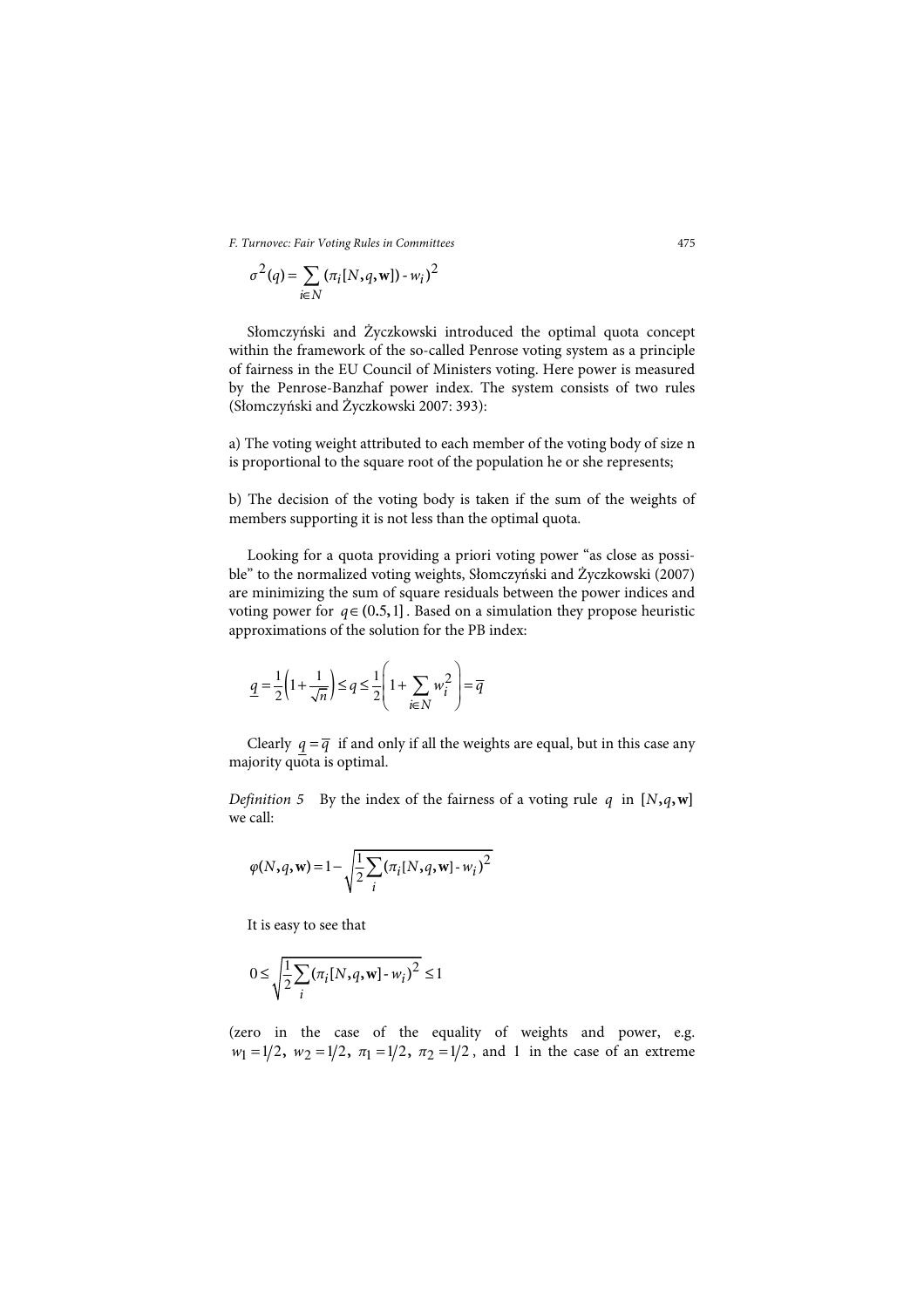$$\sigma^2(q) = \sum_{i \in N} (\pi_i[N, q, \mathbf{w}]) - w_i)^2$$

Słomczyński and Życzkowski introduced the optimal quota concept within the framework of the so-called Penrose voting system as a principle of fairness in the EU Council of Ministers voting. Here power is measured by the Penrose-Banzhaf power index. The system consists of two rules (Słomczyński and Życzkowski 2007: 393):

a) The voting weight attributed to each member of the voting body of size n is proportional to the square root of the population he or she represents;

b) The decision of the voting body is taken if the sum of the weights of members supporting it is not less than the optimal quota.

Looking for a quota providing a priori voting power "as close as possible" to the normalized voting weights, Słomczyński and Życzkowski (2007) are minimizing the sum of square residuals between the power indices and voting power for $q \in (0.5, 1]$. Based on a simulation they propose heuristic approximations of the solution for the PB index:

$$\underline{q} = \frac{1}{2}\left(1 + \frac{1}{\sqrt{n}}\right) \leq q \leq \frac{1}{2}\left(1 + \sum_{i \in N} w_i^2\right) = \overline{q}$$

Clearly $\underline{q} = \overline{q}$ if and only if all the weights are equal, but in this case any majority quota is optimal.

*Definition 5* By the index of the fairness of a voting rule $q$ in $[N, q, \mathbf{w}]$ we call:

$$\varphi(N, q, \mathbf{w}) = 1 - \sqrt{\frac{1}{2}\sum_i (\pi_i[N, q, \mathbf{w}] - w_i)^2}$$

It is easy to see that

$$0 \leq \sqrt{\frac{1}{2}\sum_i (\pi_i[N, q, \mathbf{w}] - w_i)^2} \leq 1$$

(zero in the case of the equality of weights and power, e.g. $w_1 = 1/2,\ w_2 = 1/2,\ \pi_1 = 1/2,\ \pi_2 = 1/2$, and 1 in the case of an extreme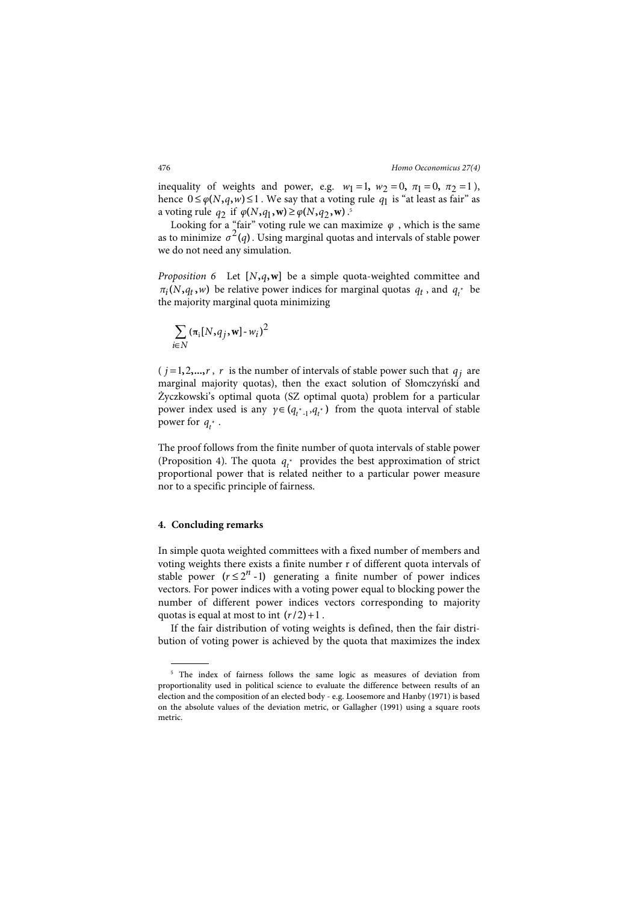inequality of weights and power, e.g. $w_1 = 1,\ w_2 = 0,\ \pi_1 = 0,\ \pi_2 = 1$), hence $0 \le \varphi(N, q, w) \le 1$. We say that a voting rule $q_1$ is "at least as fair" as a voting rule $q_2$ if $\varphi(N, q_1, \mathbf{w}) \ge \varphi(N, q_2, \mathbf{w})$.[5]

Looking for a "fair" voting rule we can maximize $\varphi$, which is the same as to minimize $\sigma^2(q)$. Using marginal quotas and intervals of stable power we do not need any simulation.

*Proposition 6* Let $[N, q, \mathbf{w}]$ be a simple quota-weighted committee and $\pi_i(N, q_t, w)$ be relative power indices for marginal quotas $q_t$, and $q_{t^*}$ be the majority marginal quota minimizing

$$\sum_{i \in N} (\pi_i[N, q_j, \mathbf{w}] - w_i)^2$$

($j = 1, 2, ..., r$, $r$ is the number of intervals of stable power such that $q_j$ are marginal majority quotas), then the exact solution of Słomczyński and Życzkowski's optimal quota (SZ optimal quota) problem for a particular power index used is any $\gamma \in (q_{t^*-1}, q_{t^*})$ from the quota interval of stable power for $q_{t^*}$.

The proof follows from the finite number of quota intervals of stable power (Proposition 4). The quota $q_{t^*}$ provides the best approximation of strict proportional power that is related neither to a particular power measure nor to a specific principle of fairness.

## 4. Concluding remarks

In simple quota weighted committees with a fixed number of members and voting weights there exists a finite number r of different quota intervals of stable power ($r \le 2^n - 1$) generating a finite number of power indices vectors. For power indices with a voting power equal to blocking power the number of different power indices vectors corresponding to majority quotas is equal at most to int $(r/2) + 1$.

If the fair distribution of voting weights is defined, then the fair distribution of voting power is achieved by the quota that maximizes the index

---

[5] The index of fairness follows the same logic as measures of deviation from proportionality used in political science to evaluate the difference between results of an election and the composition of an elected body - e.g. Loosemore and Hanby (1971) is based on the absolute values of the deviation metric, or Gallagher (1991) using a square roots metric.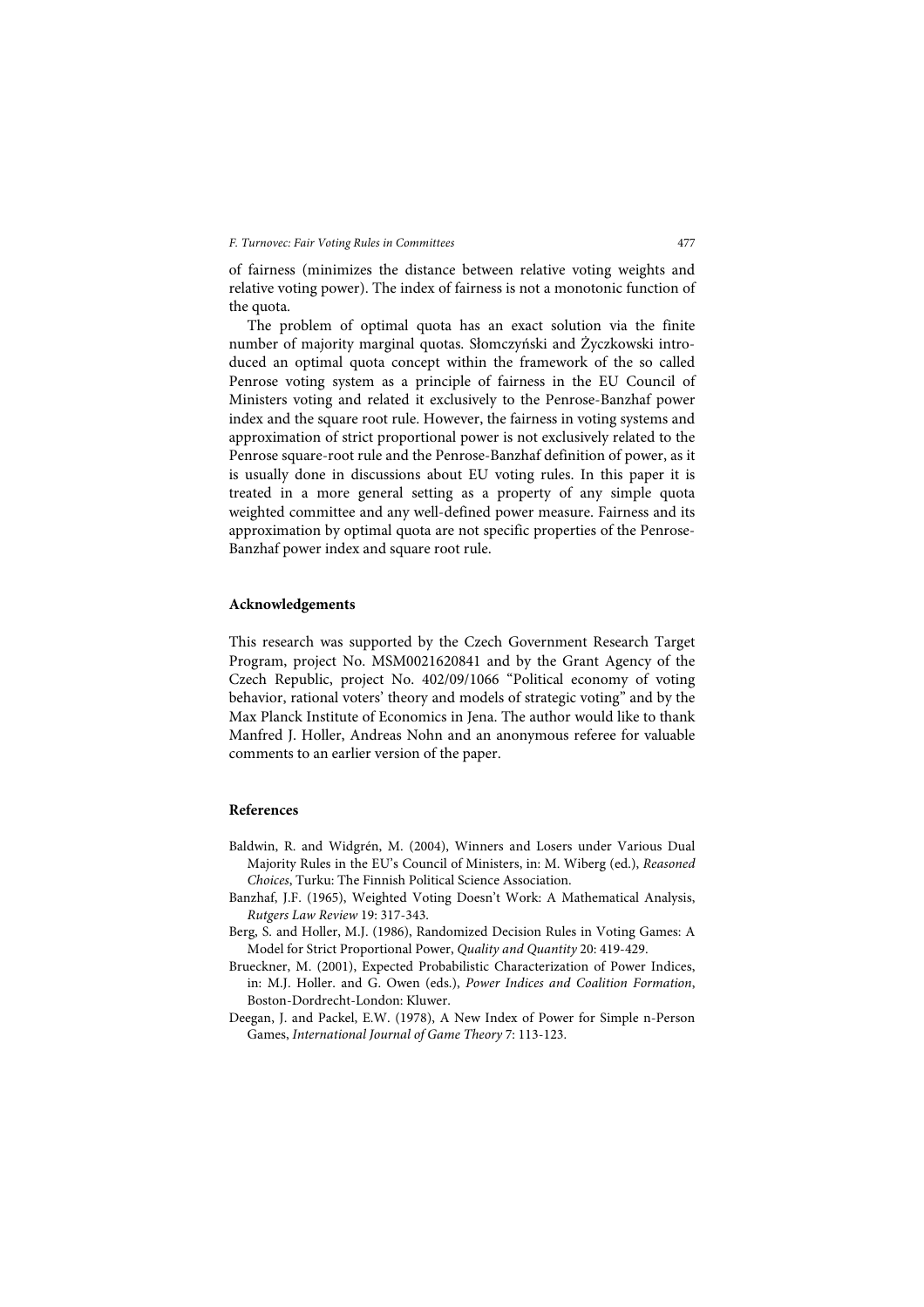of fairness (minimizes the distance between relative voting weights and relative voting power). The index of fairness is not a monotonic function of the quota.

The problem of optimal quota has an exact solution via the finite number of majority marginal quotas. Słomczyński and Życzkowski introduced an optimal quota concept within the framework of the so called Penrose voting system as a principle of fairness in the EU Council of Ministers voting and related it exclusively to the Penrose-Banzhaf power index and the square root rule. However, the fairness in voting systems and approximation of strict proportional power is not exclusively related to the Penrose square-root rule and the Penrose-Banzhaf definition of power, as it is usually done in discussions about EU voting rules. In this paper it is treated in a more general setting as a property of any simple quota weighted committee and any well-defined power measure. Fairness and its approximation by optimal quota are not specific properties of the Penrose-Banzhaf power index and square root rule.

## Acknowledgements

This research was supported by the Czech Government Research Target Program, project No. MSM0021620841 and by the Grant Agency of the Czech Republic, project No. 402/09/1066 "Political economy of voting behavior, rational voters' theory and models of strategic voting" and by the Max Planck Institute of Economics in Jena. The author would like to thank Manfred J. Holler, Andreas Nohn and an anonymous referee for valuable comments to an earlier version of the paper.

## References

Baldwin, R. and Widgrén, M. (2004), Winners and Losers under Various Dual Majority Rules in the EU's Council of Ministers, in: M. Wiberg (ed.), *Reasoned Choices*, Turku: The Finnish Political Science Association.

Banzhaf, J.F. (1965), Weighted Voting Doesn't Work: A Mathematical Analysis, *Rutgers Law Review* 19: 317-343.

Berg, S. and Holler, M.J. (1986), Randomized Decision Rules in Voting Games: A Model for Strict Proportional Power, *Quality and Quantity* 20: 419-429.

Brueckner, M. (2001), Expected Probabilistic Characterization of Power Indices, in: M.J. Holler. and G. Owen (eds.), *Power Indices and Coalition Formation*, Boston-Dordrecht-London: Kluwer.

Deegan, J. and Packel, E.W. (1978), A New Index of Power for Simple n-Person Games, *International Journal of Game Theory* 7: 113-123.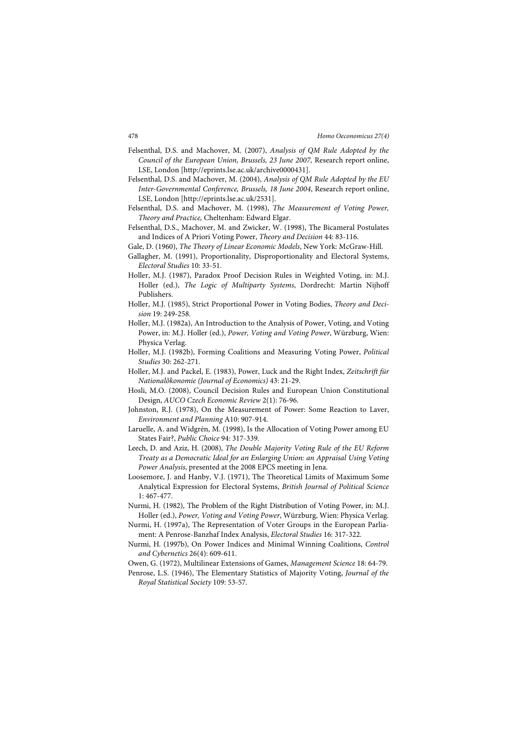Felsenthal, D.S. and Machover, M. (2007), *Analysis of QM Rule Adopted by the Council of the European Union, Brussels, 23 June 2007*, Research report online, LSE, London [http://eprints.lse.ac.uk/archive0000431].

Felsenthal, D.S. and Machover, M. (2004), *Analysis of QM Rule Adopted by the EU Inter-Governmental Conference, Brussels, 18 June 2004*, Research report online, LSE, London [http://eprints.lse.ac.uk/2531].

Felsenthal, D.S. and Machover, M. (1998), *The Measurement of Voting Power, Theory and Practice,* Cheltenham: Edward Elgar.

Felsenthal, D.S., Machover, M. and Zwicker, W. (1998), The Bicameral Postulates and Indices of A Priori Voting Power, *Theory and Decision* 44: 83-116.

Gale, D. (1960), *The Theory of Linear Economic Models*, New York: McGraw-Hill.

Gallagher, M. (1991), Proportionality, Disproportionality and Electoral Systems, *Electoral Studies* 10: 33-51.

Holler, M.J. (1987), Paradox Proof Decision Rules in Weighted Voting, in: M.J. Holler (ed.), *The Logic of Multiparty Systems*, Dordrecht: Martin Nijhoff Publishers.

Holler, M.J. (1985), Strict Proportional Power in Voting Bodies, *Theory and Decision* 19: 249-258.

Holler, M.J. (1982a), An Introduction to the Analysis of Power, Voting, and Voting Power, in: M.J. Holler (ed.), *Power, Voting and Voting Power*, Würzburg, Wien: Physica Verlag.

Holler, M.J. (1982b), Forming Coalitions and Measuring Voting Power, *Political Studies* 30: 262-271.

Holler, M.J. and Packel, E. (1983), Power, Luck and the Right Index, *Zeitschrift für Nationalőkonomie (Journal of Economics)* 43: 21-29.

Hosli, M.O. (2008), Council Decision Rules and European Union Constitutional Design, *AUCO Czech Economic Review* 2(1): 76-96.

Johnston, R.J. (1978), On the Measurement of Power: Some Reaction to Laver, *Environment and Planning* A10: 907-914.

Laruelle, A. and Widgrén, M. (1998), Is the Allocation of Voting Power among EU States Fair?, *Public Choice* 94: 317-339.

Leech, D. and Aziz, H. (2008), *The Double Majority Voting Rule of the EU Reform Treaty as a Democratic Ideal for an Enlarging Union: an Appraisal Using Voting Power Analysis*, presented at the 2008 EPCS meeting in Jena.

Loosemore, J. and Hanby, V.J. (1971), The Theoretical Limits of Maximum Some Analytical Expression for Electoral Systems, *British Journal of Political Science* 1: 467-477.

Nurmi, H. (1982), The Problem of the Right Distribution of Voting Power, in: M.J. Holler (ed.), *Power, Voting and Voting Power*, Würzburg, Wien: Physica Verlag.

Nurmi, H. (1997a), The Representation of Voter Groups in the European Parliament: A Penrose-Banzhaf Index Analysis, *Electoral Studies* 16: 317-322.

Nurmi, H. (1997b), On Power Indices and Minimal Winning Coalitions, *Control and Cybernetics* 26(4): 609-611.

Owen, G. (1972), Multilinear Extensions of Games, *Management Science* 18: 64-79.

Penrose, L.S. (1946), The Elementary Statistics of Majority Voting, *Journal of the Royal Statistical Society* 109: 53-57.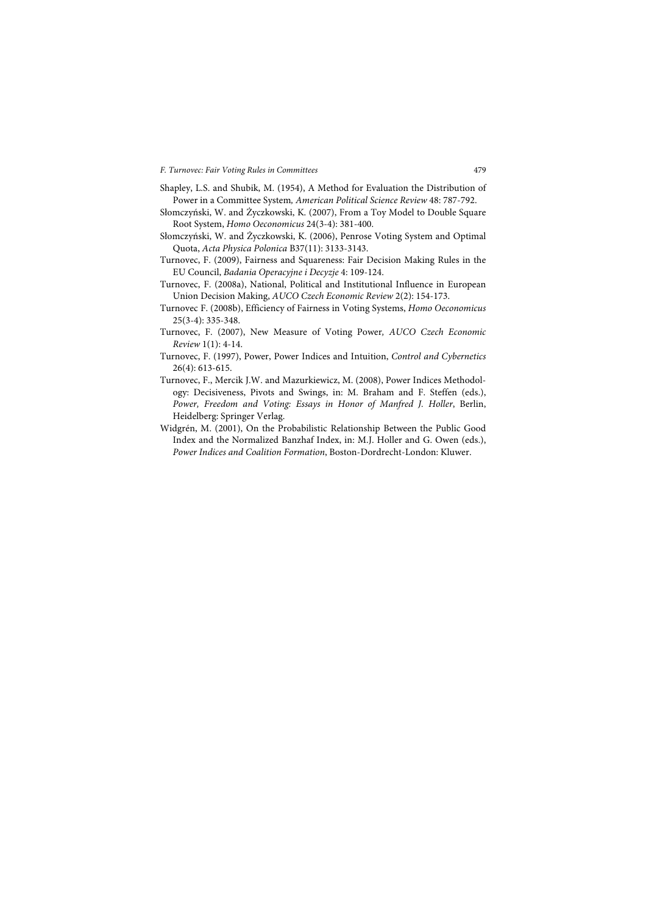Shapley, L.S. and Shubik, M. (1954), A Method for Evaluation the Distribution of Power in a Committee System, *American Political Science Review* 48: 787-792.

Słomczyński, W. and Życzkowski, K. (2007), From a Toy Model to Double Square Root System, *Homo Oeconomicus* 24(3-4): 381-400.

Słomczyński, W. and Życzkowski, K. (2006), Penrose Voting System and Optimal Quota, *Acta Physica Polonica* B37(11): 3133-3143.

Turnovec, F. (2009), Fairness and Squareness: Fair Decision Making Rules in the EU Council, *Badania Operacyjne i Decyzje* 4: 109-124.

Turnovec, F. (2008a), National, Political and Institutional Influence in European Union Decision Making, *AUCO Czech Economic Review* 2(2): 154-173.

Turnovec F. (2008b), Efficiency of Fairness in Voting Systems, *Homo Oeconomicus* 25(3-4): 335-348.

Turnovec, F. (2007), New Measure of Voting Power, *AUCO Czech Economic Review* 1(1): 4-14.

Turnovec, F. (1997), Power, Power Indices and Intuition, *Control and Cybernetics* 26(4): 613-615.

Turnovec, F., Mercik J.W. and Mazurkiewicz, M. (2008), Power Indices Methodology: Decisiveness, Pivots and Swings, in: M. Braham and F. Steffen (eds.), *Power, Freedom and Voting: Essays in Honor of Manfred J. Holler*, Berlin, Heidelberg: Springer Verlag.

Widgrén, M. (2001), On the Probabilistic Relationship Between the Public Good Index and the Normalized Banzhaf Index, in: M.J. Holler and G. Owen (eds.), *Power Indices and Coalition Formation*, Boston-Dordrecht-London: Kluwer.